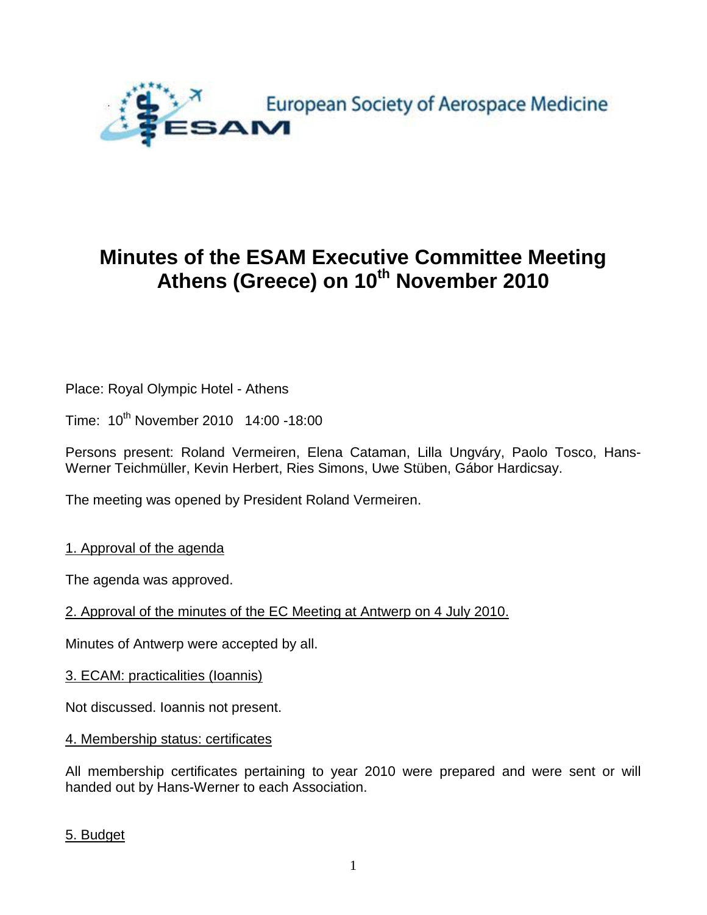European Society of Aerospace Medicine

ESAM

# Minutes of the ESAM Executive Committee Meeting Athens (Greece) on 10th November 2010

Place: Royal Olympic Hotel - Athens

Time: 10th November 2010 14:00 -18:00

Persons present: Roland Vermeiren, Elena Cataman, Lilla Ungváry, Paolo Tosco, Hans-Werner Teichmüller, Kevin Herbert, Ries Simons, Uwe Stüben, Gábor Hardicsay.

The meeting was opened by President Roland Vermeiren.

1. Approval of the agenda

The agenda was approved.

2. Approval of the minutes of the EC Meeting at Antwerp on 4 July 2010.

Minutes of Antwerp were accepted by all.

3. ECAM: practicalities (Ioannis)

Not discussed. Ioannis not present.

4. Membership status: certificates

All membership certificates pertaining to year 2010 were prepared and were sent or will handed out by Hans-Werner to each Association.

5. Budget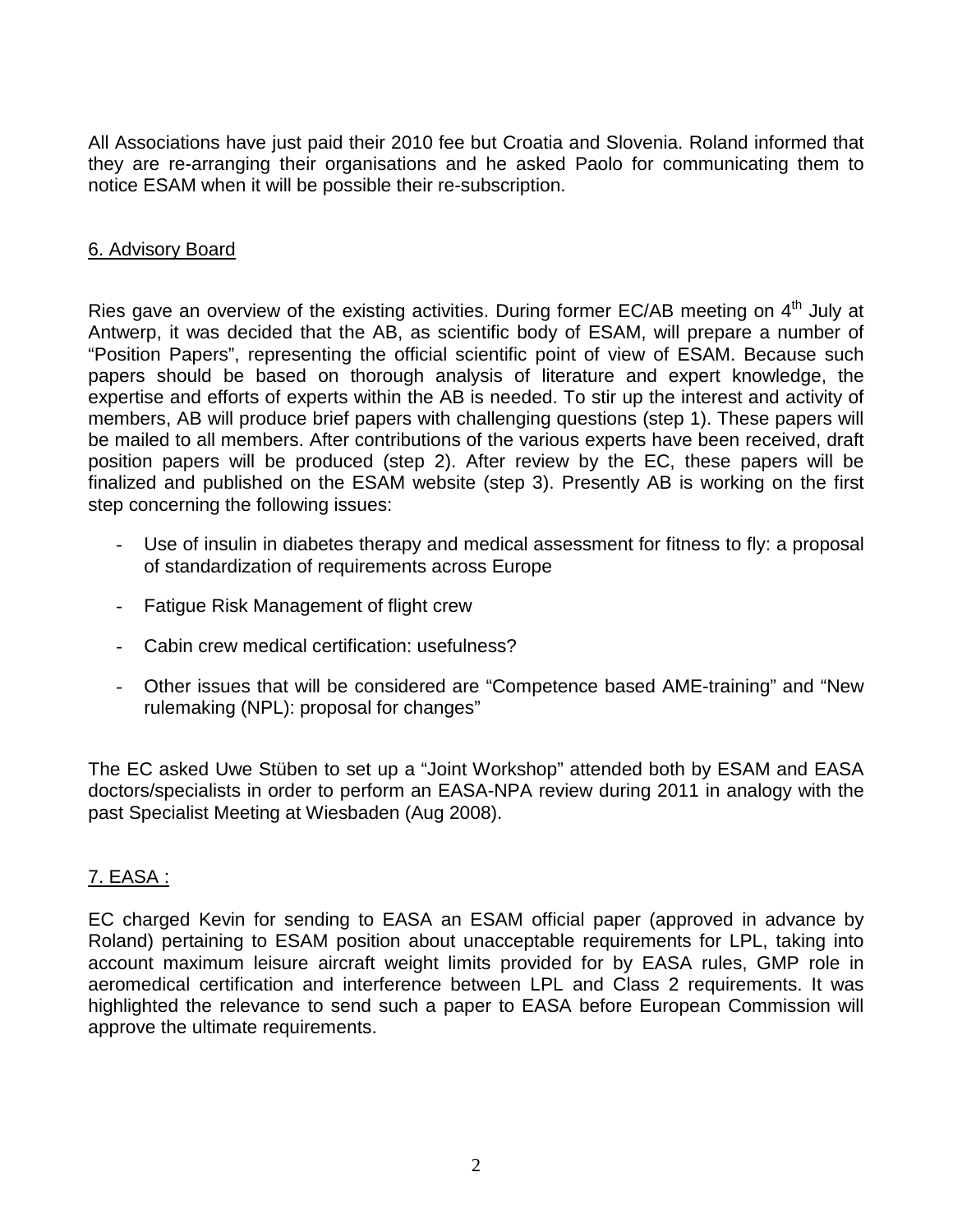All Associations have just paid their 2010 fee but Croatia and Slovenia. Roland informed that they are re-arranging their organisations and he asked Paolo for communicating them to notice ESAM when it will be possible their re-subscription.

## 6. Advisory Board

Ries gave an overview of the existing activities. During former EC/AB meeting on 4th July at Antwerp, it was decided that the AB, as scientific body of ESAM, will prepare a number of "Position Papers", representing the official scientific point of view of ESAM. Because such papers should be based on thorough analysis of literature and expert knowledge, the expertise and efforts of experts within the AB is needed. To stir up the interest and activity of members, AB will produce brief papers with challenging questions (step 1). These papers will be mailed to all members. After contributions of the various experts have been received, draft position papers will be produced (step 2). After review by the EC, these papers will be finalized and published on the ESAM website (step 3). Presently AB is working on the first step concerning the following issues:

- Use of insulin in diabetes therapy and medical assessment for fitness to fly: a proposal of standardization of requirements across Europe
- Fatigue Risk Management of flight crew
- Cabin crew medical certification: usefulness?
- Other issues that will be considered are "Competence based AME-training" and "New rulemaking (NPL): proposal for changes"

The EC asked Uwe Stüben to set up a "Joint Workshop" attended both by ESAM and EASA doctors/specialists in order to perform an EASA-NPA review during 2011 in analogy with the past Specialist Meeting at Wiesbaden (Aug 2008).

## 7. EASA :

EC charged Kevin for sending to EASA an ESAM official paper (approved in advance by Roland) pertaining to ESAM position about unacceptable requirements for LPL, taking into account maximum leisure aircraft weight limits provided for by EASA rules, GMP role in aeromedical certification and interference between LPL and Class 2 requirements. It was highlighted the relevance to send such a paper to EASA before European Commission will approve the ultimate requirements.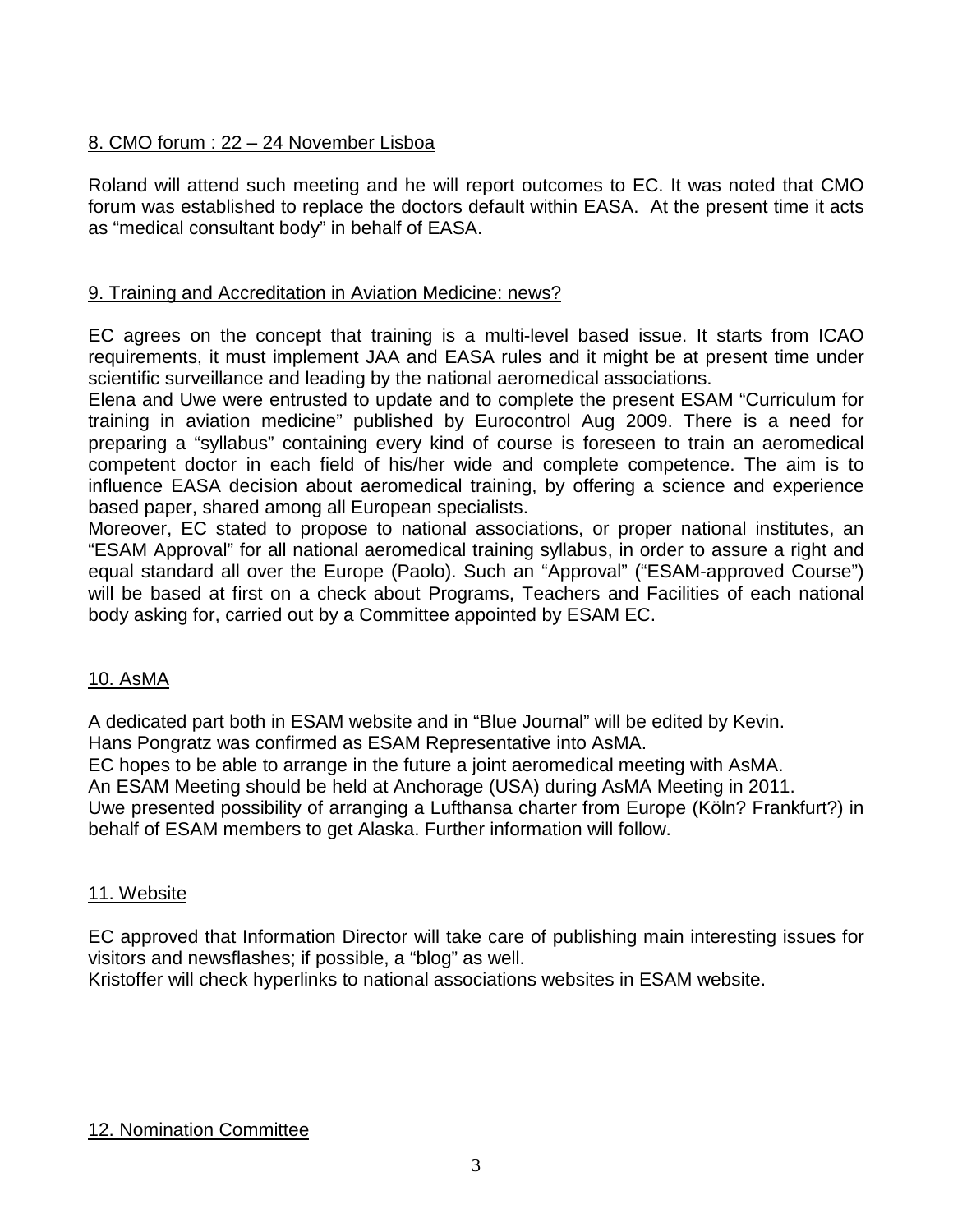## 8. CMO forum : 22 – 24 November Lisboa

Roland will attend such meeting and he will report outcomes to EC. It was noted that CMO forum was established to replace the doctors default within EASA. At the present time it acts as "medical consultant body" in behalf of EASA.

## 9. Training and Accreditation in Aviation Medicine: news?

EC agrees on the concept that training is a multi-level based issue. It starts from ICAO requirements, it must implement JAA and EASA rules and it might be at present time under scientific surveillance and leading by the national aeromedical associations.

Elena and Uwe were entrusted to update and to complete the present ESAM "Curriculum for training in aviation medicine" published by Eurocontrol Aug 2009. There is a need for preparing a "syllabus" containing every kind of course is foreseen to train an aeromedical competent doctor in each field of his/her wide and complete competence. The aim is to influence EASA decision about aeromedical training, by offering a science and experience based paper, shared among all European specialists.

Moreover, EC stated to propose to national associations, or proper national institutes, an "ESAM Approval" for all national aeromedical training syllabus, in order to assure a right and equal standard all over the Europe (Paolo). Such an "Approval" ("ESAM-approved Course") will be based at first on a check about Programs, Teachers and Facilities of each national body asking for, carried out by a Committee appointed by ESAM EC.

## 10. AsMA

A dedicated part both in ESAM website and in "Blue Journal" will be edited by Kevin.
Hans Pongratz was confirmed as ESAM Representative into AsMA.
EC hopes to be able to arrange in the future a joint aeromedical meeting with AsMA.
An ESAM Meeting should be held at Anchorage (USA) during AsMA Meeting in 2011.
Uwe presented possibility of arranging a Lufthansa charter from Europe (Köln? Frankfurt?) in behalf of ESAM members to get Alaska. Further information will follow.

## 11. Website

EC approved that Information Director will take care of publishing main interesting issues for visitors and newsflashes; if possible, a "blog" as well.
Kristoffer will check hyperlinks to national associations websites in ESAM website.

## 12. Nomination Committee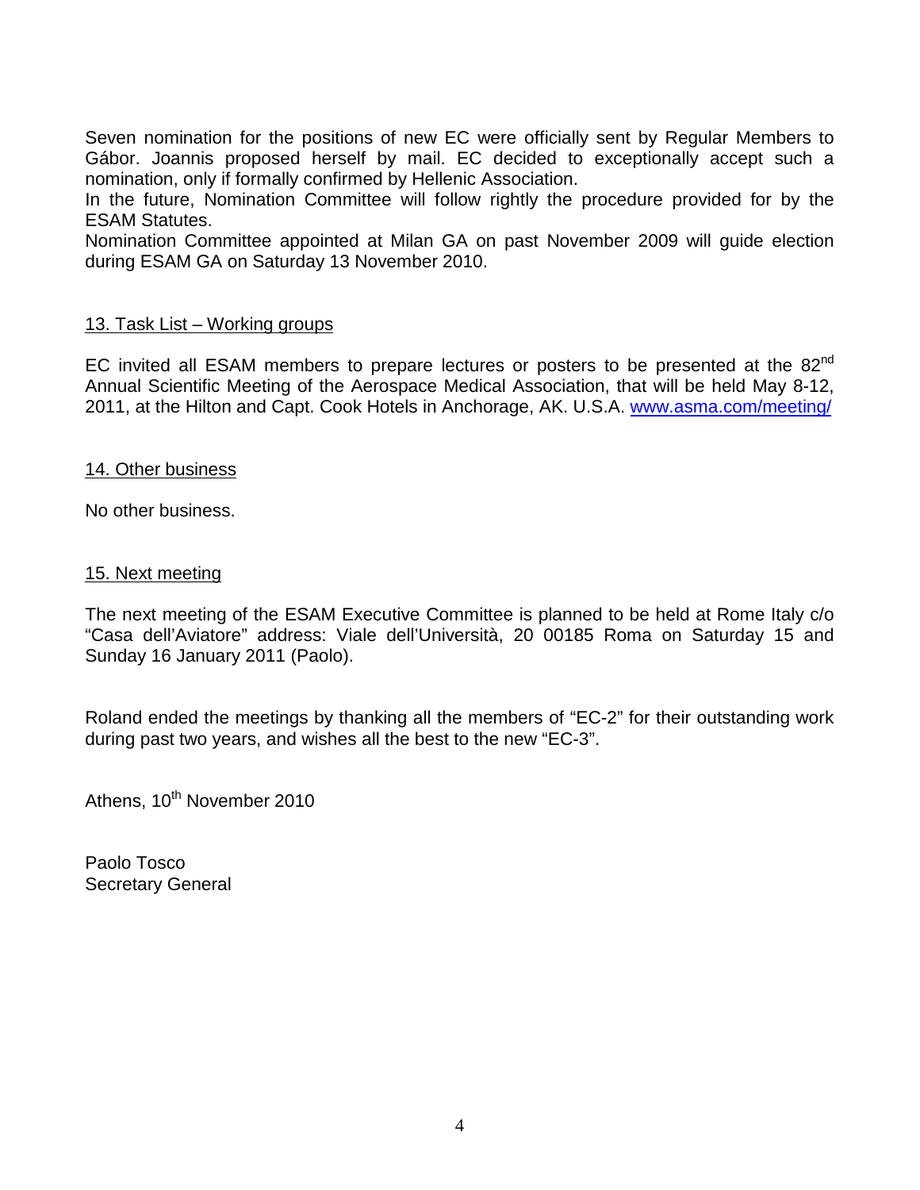Seven nomination for the positions of new EC were officially sent by Regular Members to Gábor. Joannis proposed herself by mail. EC decided to exceptionally accept such a nomination, only if formally confirmed by Hellenic Association.
In the future, Nomination Committee will follow rightly the procedure provided for by the ESAM Statutes.
Nomination Committee appointed at Milan GA on past November 2009 will guide election during ESAM GA on Saturday 13 November 2010.

## 13. Task List – Working groups

EC invited all ESAM members to prepare lectures or posters to be presented at the 82nd Annual Scientific Meeting of the Aerospace Medical Association, that will be held May 8-12, 2011, at the Hilton and Capt. Cook Hotels in Anchorage, AK. U.S.A. www.asma.com/meeting/

## 14. Other business

No other business.

## 15. Next meeting

The next meeting of the ESAM Executive Committee is planned to be held at Rome Italy c/o "Casa dell'Aviatore" address: Viale dell'Università, 20 00185 Roma on Saturday 15 and Sunday 16 January 2011 (Paolo).

Roland ended the meetings by thanking all the members of "EC-2" for their outstanding work during past two years, and wishes all the best to the new "EC-3".

Athens, 10th November 2010

Paolo Tosco
Secretary General